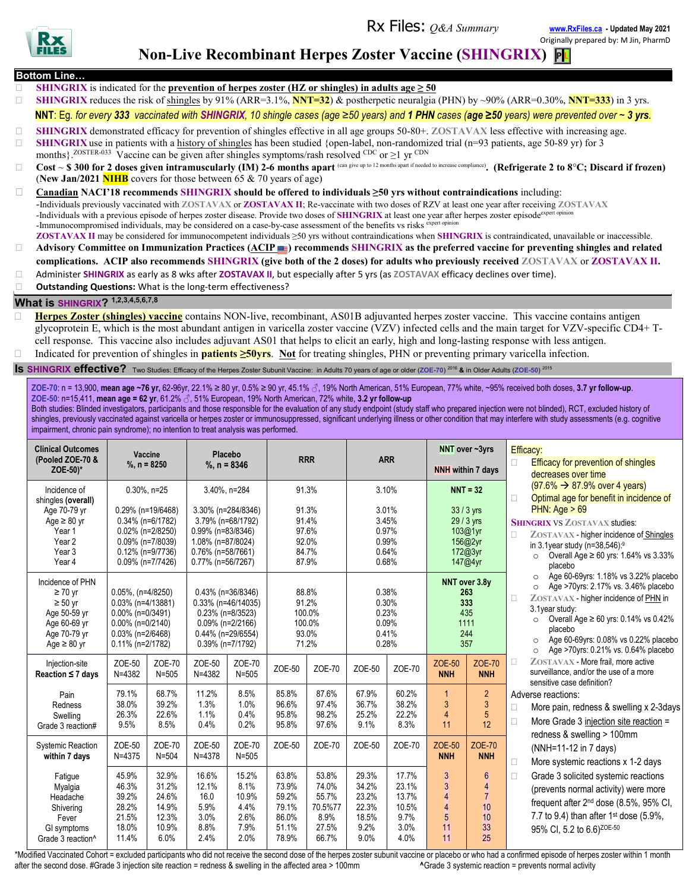Rx Files: *Q&A Summary* — www.RxFiles.ca - Updated May 2021

Originally prepared by: M Jin, PharmD

# Non-Live Recombinant Herpes Zoster Vaccine (SHINGRIX)

## Bottom Line…

- **SHINGRIX** is indicated for the **prevention of herpes zoster (HZ or shingles) in adults age ≥ 50**
- **SHINGRIX** reduces the risk of shingles by 91% (ARR=3.1%, **NNT=32**) & postherpetic neuralgia (PHN) by ~90% (ARR=0.30%, **NNT=333**) in 3 yrs.
  **NNT**: Eg. *for every 333 vaccinated with SHINGRIX, 10 shingle cases (age ≥50 years) and 1 PHN cases (age ≥50 years) were prevented over ~ 3 yrs.*
- **SHINGRIX** demonstrated efficacy for prevention of shingles effective in all age groups 50-80+. ZOSTAVAX less effective with increasing age.
- **SHINGRIX** use in patients with a history of shingles has been studied {open-label, non-randomized trial (n=93 patients, age 50-89 yr) for 3 months}.[ZOSTER-033] Vaccine can be given after shingles symptoms/rash resolved [CDC] or ≥1 yr [CDN]
- **Cost ~ $ 300 for 2 doses given intramuscularly (IM) 2-6 months apart** (can give up to 12 months apart if needed to increase compliance). **(Refrigerate 2 to 8°C; Discard if frozen)** (**New Jan/2021 NIHB** covers for those between 65 & 70 years of age)
- **Canadian NACI'18 recommends SHINGRIX should be offered to individuals ≥50 yrs without contraindications** including:
  - -Individuals previously vaccinated with ZOSTAVAX or ZOSTAVAX II; Re-vaccinate with two doses of RZV at least one year after receiving ZOSTAVAX
  - -Individuals with a previous episode of herpes zoster disease. Provide two doses of SHINGRIX at least one year after herpes zoster episode[expert opinion]
  - -Immunocompromised individuals, may be considered on a case-by-case assessment of the benefits vs risks [expert opinion]
  - **ZOSTAVAX II** may be considered for immunocompetent individuals ≥50 yrs without contraindications when **SHINGRIX** is contraindicated, unavailable or inaccessible.
- **Advisory Committee on Immunization Practices (ACIP) recommends SHINGRIX as the preferred vaccine for preventing shingles and related complications. ACIP also recommends SHINGRIX (give both of the 2 doses) for adults who previously received ZOSTAVAX or ZOSTAVAX II.**
- Administer **SHINGRIX** as early as 8 wks after **ZOSTAVAX II**, but especially after 5 yrs (as **ZOSTAVAX** efficacy declines over time).
- **Outstanding Questions:** What is the long-term effectiveness?

## What is SHINGRIX? [1,2,3,4,5,6,7,8]

- **Herpes Zoster (shingles) vaccine** contains NON-live, recombinant, AS01B adjuvanted herpes zoster vaccine. This vaccine contains antigen glycoprotein E, which is the most abundant antigen in varicella zoster vaccine (VZV) infected cells and the main target for VZV-specific CD4+ T-cell response. This vaccine also includes adjuvant AS01 that helps to elicit an early, high and long-lasting response with less antigen.
- Indicated for prevention of shingles in **patients ≥50yrs**. **Not** for treating shingles, PHN or preventing primary varicella infection.

## Is SHINGRIX effective? Two Studies: Efficacy of the Herpes Zoster Subunit Vaccine: in Adults 70 years of age or older (ZOE-70) [2016] & in Older Adults (ZOE-50) [2015]

**ZOE-70**: n = 13,900, **mean age ~76 yr,** 62-96yr, 22.1% ≥ 80 yr, 0.5% ≥ 90 yr, 45.1% ♂, 19% North American, 51% European, 77% white, ~95% received both doses, **3.7 yr follow-up**.
**ZOE-50**: n=15,411, **mean age = 62 yr**, 61.2% ♂, 51% European, 19% North American, 72% white, **3.2 yr follow-up**
Both studies: Blinded investigators, participants and those responsible for the evaluation of any study endpoint (study staff who prepared injection were not blinded), RCT, excluded history of shingles, previously vaccinated against varicella or herpes zoster or immunosuppressed, significant underlying illness or other condition that may interfere with study assessments (e.g. cognitive impairment, chronic pain syndrome); no intention to treat analysis was performed.

| Clinical Outcomes (Pooled ZOE-70 & ZOE-50)* | Vaccine %, n = 8250 | | Placebo %, n = 8346 | | RRR | | ARR | | NNT over ~3yrs / NNH within 7 days | |
|---|---|---|---|---|---|---|---|---|---|---|
| Incidence of shingles (overall) | 0.30%, n=25 | | 3.40%, n=284 | | 91.3% | | 3.10% | | NNT = 32 | |
| Age 70-79 yr | 0.29% (n=19/6468) | | 3.30% (n=284/8346) | | 91.3% | | 3.01% | | 33 / 3 yrs | |
| Age ≥ 80 yr | 0.34% (n=6/1782) | | 3.79% (n=68/1792) | | 91.4% | | 3.45% | | 29 / 3 yrs | |
| Year 1 | 0.02% (n=2/8250) | | 0.99% (n=83/8346) | | 97.6% | | 0.97% | | 103@1yr | |
| Year 2 | 0.09% (n=7/8039) | | 1.08% (n=87/8024) | | 92.0% | | 0.99% | | 156@2yr | |
| Year 3 | 0.12% (n=9/7736) | | 0.76% (n=58/7661) | | 84.7% | | 0.64% | | 172@3yr | |
| Year 4 | 0.09% (n=7/7426) | | 0.77% (n=56/7267) | | 87.9% | | 0.68% | | 147@4yr | |
| Incidence of PHN | | | | | | | | | NNT over 3.8y | |
| ≥ 70 yr | 0.05%, (n=4/8250) | | 0.43% (n=36/8346) | | 88.8% | | 0.38% | | 263 | |
| ≥ 50 yr | 0.03% (n=4/13881) | | 0.33% (n=46/14035) | | 91.2% | | 0.30% | | 333 | |
| Age 50-59 yr | 0.00% (n=0/3491) | | 0.23% (n=8/3523) | | 100.0% | | 0.23% | | 435 | |
| Age 60-69 yr | 0.00% (n=0/2140) | | 0.09% (n=2/2166) | | 100.0% | | 0.09% | | 1111 | |
| Age 70-79 yr | 0.03% (n=2/6468) | | 0.44% (n=29/6554) | | 93.0% | | 0.41% | | 244 | |
| Age ≥ 80 yr | 0.11% (n=2/1782) | | 0.39% (n=7/192) | | 71.2% | | 0.28% | | 357 | |
| Injection-site Reaction ≤ 7 days | ZOE-50 N=4382 | ZOE-70 N=505 | ZOE-50 N=4382 | ZOE-70 N=505 | ZOE-50 | ZOE-70 | ZOE-50 | ZOE-70 | ZOE-50 NNH | ZOE-70 NNH |
| Pain | 79.1% | 68.7% | 11.2% | 8.5% | 85.8% | 87.6% | 67.9% | 60.2% | 1 | 2 |
| Redness | 38.0% | 39.2% | 1.3% | 1.0% | 96.6% | 97.4% | 36.7% | 38.2% | 3 | 3 |
| Swelling | 26.3% | 22.6% | 1.1% | 0.4% | 95.8% | 98.2% | 25.2% | 22.2% | 4 | 5 |
| Grade 3 reaction# | 9.5% | 8.5% | 0.4% | 0.2% | 95.8% | 97.6% | 9.1% | 8.3% | 11 | 12 |
| Systemic Reaction within 7 days | ZOE-50 N=4375 | ZOE-70 N=504 | ZOE-50 N=4378 | ZOE-70 N=505 | ZOE-50 | ZOE-70 | ZOE-50 | ZOE-70 | ZOE-50 NNH | ZOE-70 NNH |
| Fatigue | 45.9% | 32.9% | 16.6% | 15.2% | 63.8% | 53.8% | 29.3% | 17.7% | 3 | 6 |
| Myalgia | 46.3% | 31.2% | 12.1% | 8.1% | 73.9% | 74.0% | 34.2% | 23.1% | 3 | 4 |
| Headache | 39.2% | 24.6% | 16.0 | 10.9% | 59.2% | 55.7% | 23.2% | 13.7% | 4 | 7 |
| Shivering | 28.2% | 14.9% | 5.9% | 4.4% | 79.1% | 70.5%77 | 22.3% | 10.5% | 4 | 10 |
| Fever | 21.5% | 12.3% | 3.0% | 2.6% | 86.0% | 8.9% | 18.5% | 9.7% | 5 | 10 |
| GI symptoms | 18.0% | 10.9% | 8.8% | 7.9% | 51.1% | 27.5% | 9.2% | 3.0% | 11 | 33 |
| Grade 3 reaction^ | 11.4% | 6.0% | 2.4% | 2.0% | 78.9% | 66.7% | 9.0% | 4.0% | 11 | 25 |

**Efficacy:**
- Efficacy for prevention of shingles decreases over time (97.6% → 87.9% over 4 years)
- Optimal age for benefit in incidence of PHN: Age > 69

**SHINGRIX VS ZOSTAVAX studies:**
- ZOSTAVAX - higher incidence of Shingles in 3.1year study (n=38,546):[9]
  - Overall Age ≥ 60 yrs: 1.64% vs 3.33% placebo
  - Age 60-69yrs: 1.18% vs 3.22% placebo
  - Age >70yrs: 2.17% vs. 3.46% placebo
- ZOSTAVAX - higher incidence of PHN in 3.1year study:
  - Overall Age ≥ 60 yrs: 0.14% vs 0.42% placebo
  - Age 60-69yrs: 0.08% vs 0.22% placebo
  - Age >70yrs: 0.21% vs. 0.64% placebo
- ZOSTAVAX - More frail, more active surveillance, and/or the use of a more sensitive case definition?

**Adverse reactions:**
- More pain, redness & swelling x 2-3days
- More Grade 3 injection site reaction = redness & swelling > 100mm (NNH=11-12 in 7 days)
- More systemic reactions x 1-2 days
- Grade 3 solicited systemic reactions (prevents normal activity) were more frequent after 2nd dose (8.5%, 95% CI, 7.7 to 9.4) than after 1st dose (5.9%, 95% CI, 5.2 to 6.6)[ZOE-50]

*Modified Vaccinated Cohort = excluded participants who did not receive the second dose of the herpes zoster subunit vaccine or placebo or who had a confirmed episode of herpes zoster within 1 month after the second dose. #Grade 3 injection site reaction = redness & swelling in the affected area > 100mm ^Grade 3 systemic reaction = prevents normal activity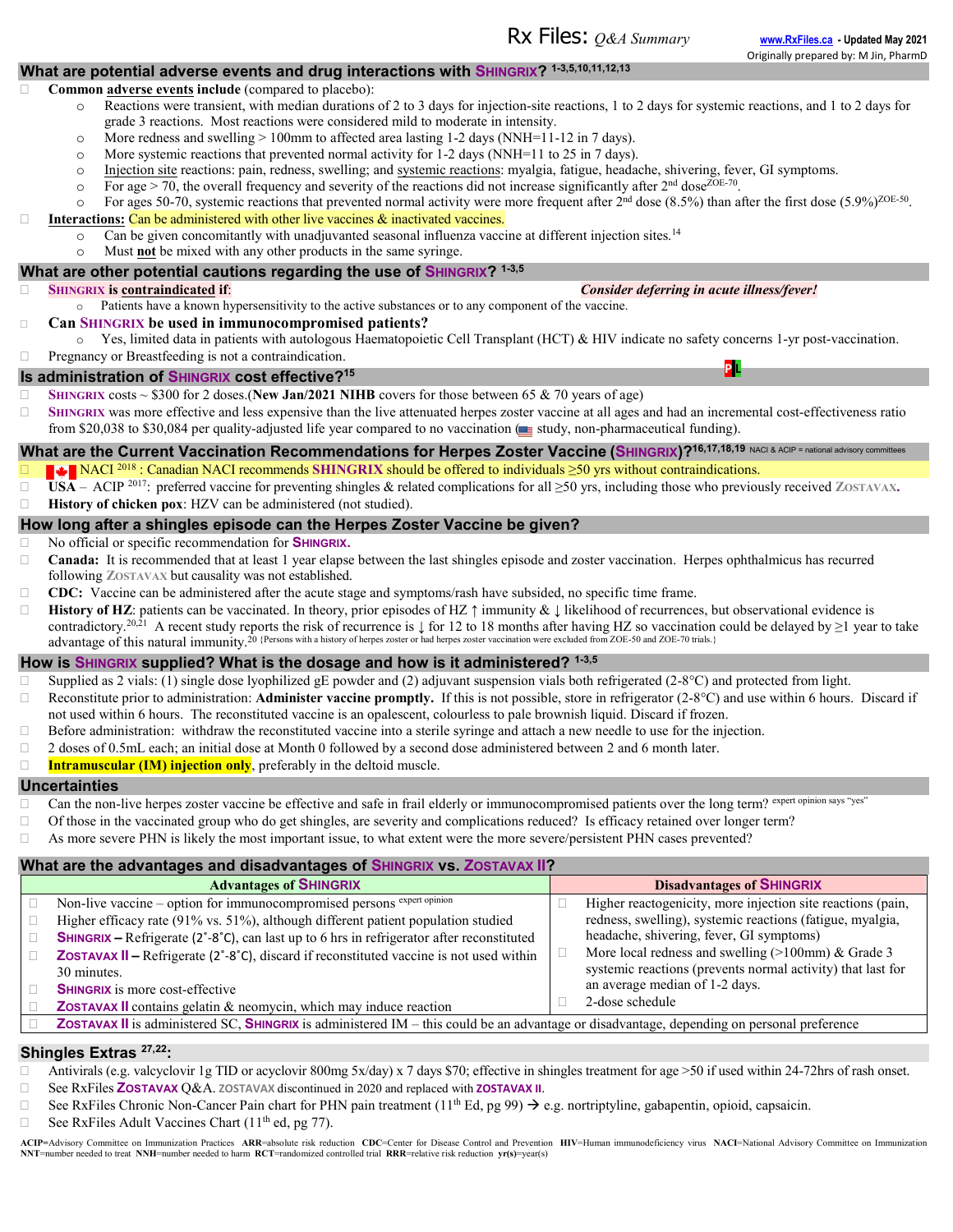## What are potential adverse events and drug interactions with SHINGRIX? [1-3,5,10,11,12,13]

- **Common adverse events include** (compared to placebo):
  - Reactions were transient, with median durations of 2 to 3 days for injection-site reactions, 1 to 2 days for systemic reactions, and 1 to 2 days for grade 3 reactions. Most reactions were considered mild to moderate in intensity.
  - More redness and swelling > 100mm to affected area lasting 1-2 days (NNH=11-12 in 7 days).
  - More systemic reactions that prevented normal activity for 1-2 days (NNH=11 to 25 in 7 days).
  - Injection site reactions: pain, redness, swelling; and systemic reactions: myalgia, fatigue, headache, shivering, fever, GI symptoms.
  - For age > 70, the overall frequency and severity of the reactions did not increase significantly after 2nd dose[ZOE-70].
  - For ages 50-70, systemic reactions that prevented normal activity were more frequent after 2nd dose (8.5%) than after the first dose (5.9%)[ZOE-50].
- **Interactions:** Can be administered with other live vaccines & inactivated vaccines.
  - Can be given concomitantly with unadjuvanted seasonal influenza vaccine at different injection sites.[14]
  - Must **not** be mixed with any other products in the same syringe.

## What are other potential cautions regarding the use of SHINGRIX? [1-3,5]

- **SHINGRIX is contraindicated if:** *Consider deferring in acute illness/fever!*
  - Patients have a known hypersensitivity to the active substances or to any component of the vaccine.
- **Can SHINGRIX be used in immunocompromised patients?**
  - Yes, limited data in patients with autologous Haematopoietic Cell Transplant (HCT) & HIV indicate no safety concerns 1-yr post-vaccination.
- Pregnancy or Breastfeeding is not a contraindication.

## Is administration of SHINGRIX cost effective?[15]

- **SHINGRIX** costs ~ $300 for 2 doses.(**New Jan/2021 NIHB** covers for those between 65 & 70 years of age)
- **SHINGRIX** was more effective and less expensive than the live attenuated herpes zoster vaccine at all ages and had an incremental cost-effectiveness ratio from $20,038 to $30,084 per quality-adjusted life year compared to no vaccination (US study, non-pharmaceutical funding).

## What are the Current Vaccination Recommendations for Herpes Zoster Vaccine (SHINGRIX)?[16,17,18,19] NACI & ACIP = national advisory committees

- NACI [2018]: Canadian NACI recommends **SHINGRIX** should be offered to individuals ≥50 yrs without contraindications.
- **USA** – ACIP [2017]: preferred vaccine for preventing shingles & related complications for all ≥50 yrs, including those who previously received **ZOSTAVAX.**
- **History of chicken pox**: HZV can be administered (not studied).

## How long after a shingles episode can the Herpes Zoster Vaccine be given?

- No official or specific recommendation for **SHINGRIX.**
- **Canada:** It is recommended that at least 1 year elapse between the last shingles episode and zoster vaccination. Herpes ophthalmicus has recurred following ZOSTAVAX but causality was not established.
- **CDC:** Vaccine can be administered after the acute stage and symptoms/rash have subsided, no specific time frame.
- **History of HZ**: patients can be vaccinated. In theory, prior episodes of HZ ↑ immunity & ↓ likelihood of recurrences, but observational evidence is contradictory.[20,21] A recent study reports the risk of recurrence is ↓ for 12 to 18 months after having HZ so vaccination could be delayed by ≥1 year to take advantage of this natural immunity.[20] {Persons with a history of herpes zoster or had herpes zoster vaccination were excluded from ZOE-50 and ZOE-70 trials.}

## How is SHINGRIX supplied? What is the dosage and how is it administered? [1-3,5]

- Supplied as 2 vials: (1) single dose lyophilized gE powder and (2) adjuvant suspension vials both refrigerated (2-8°C) and protected from light.
- Reconstitute prior to administration: **Administer vaccine promptly.** If this is not possible, store in refrigerator (2-8°C) and use within 6 hours. Discard if not used within 6 hours. The reconstituted vaccine is an opalescent, colourless to pale brownish liquid. Discard if frozen.
- Before administration: withdraw the reconstituted vaccine into a sterile syringe and attach a new needle to use for the injection.
- 2 doses of 0.5mL each; an initial dose at Month 0 followed by a second dose administered between 2 and 6 month later.
- **Intramuscular (IM) injection only**, preferably in the deltoid muscle.

## Uncertainties

- Can the non-live herpes zoster vaccine be effective and safe in frail elderly or immunocompromised patients over the long term? expert opinion says "yes"
- Of those in the vaccinated group who do get shingles, are severity and complications reduced? Is efficacy retained over longer term?
- As more severe PHN is likely the most important issue, to what extent were the more severe/persistent PHN cases prevented?

## What are the advantages and disadvantages of SHINGRIX vs. ZOSTAVAX II?

| Advantages of SHINGRIX | Disadvantages of SHINGRIX |
|---|---|
| Non-live vaccine – option for immunocompromised persons expert opinion<br>Higher efficacy rate (91% vs. 51%), although different patient population studied<br>**SHINGRIX –** Refrigerate (2˚-8˚C), can last up to 6 hrs in refrigerator after reconstituted<br>**ZOSTAVAX II –** Refrigerate (2˚-8˚C), discard if reconstituted vaccine is not used within 30 minutes.<br>**SHINGRIX** is more cost-effective<br>**ZOSTAVAX II** contains gelatin & neomycin, which may induce reaction | Higher reactogenicity, more injection site reactions (pain, redness, swelling), systemic reactions (fatigue, myalgia, headache, shivering, fever, GI symptoms)<br>More local redness and swelling (>100mm) & Grade 3 systemic reactions (prevents normal activity) that last for an average median of 1-2 days.<br>2-dose schedule |
| **ZOSTAVAX II** is administered SC, **SHINGRIX** is administered IM – this could be an advantage or disadvantage, depending on personal preference | |

## Shingles Extras [27,22]:

- Antivirals (e.g. valcyclovir 1g TID or acyclovir 800mg 5x/day) x 7 days $70; effective in shingles treatment for age >50 if used within 24-72hrs of rash onset.
- See RxFiles **ZOSTAVAX** Q&A. **ZOSTAVAX** discontinued in 2020 and replaced with **ZOSTAVAX II**.
- See RxFiles Chronic Non-Cancer Pain chart for PHN pain treatment (11th Ed, pg 99) → e.g. nortriptyline, gabapentin, opioid, capsaicin.
- See RxFiles Adult Vaccines Chart (11th ed, pg 77).

**ACIP**=Advisory Committee on Immunization Practices **ARR**=absolute risk reduction **CDC**=Center for Disease Control and Prevention **HIV**=Human immunodeficiency virus **NACI**=National Advisory Committee on Immunization **NNT**=number needed to treat **NNH**=number needed to harm **RCT**=randomized controlled trial **RRR**=relative risk reduction **yr(s)**=year(s)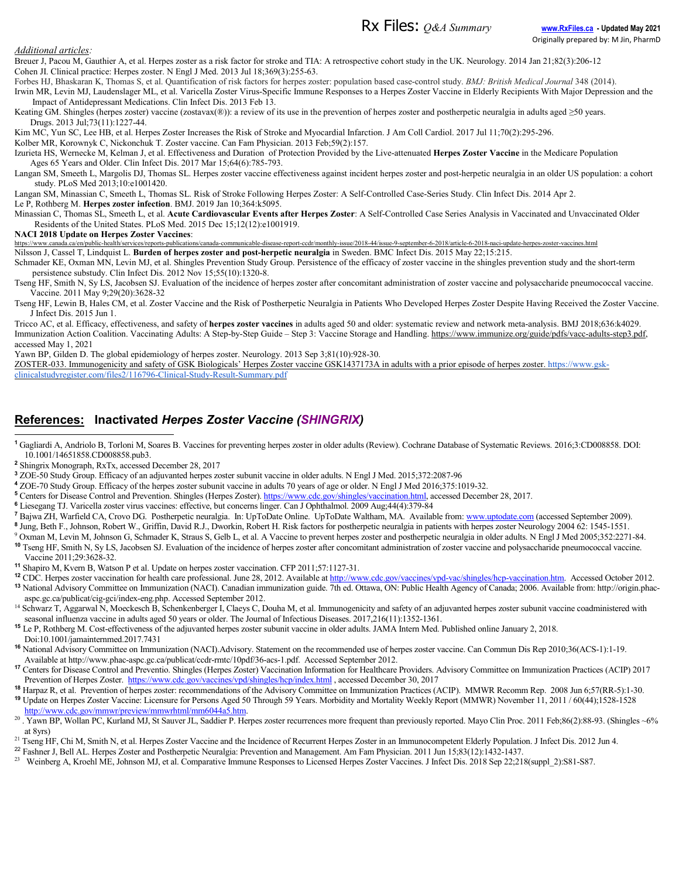*Additional articles:*

Breuer J, Pacou M, Gauthier A, et al. Herpes zoster as a risk factor for stroke and TIA: A retrospective cohort study in the UK. Neurology. 2014 Jan 21;82(3):206-12

Cohen JI. Clinical practice: Herpes zoster. N Engl J Med. 2013 Jul 18;369(3):255-63.

Forbes HJ, Bhaskaran K, Thomas S, et al. Quantification of risk factors for herpes zoster: population based case-control study. *BMJ: British Medical Journal* 348 (2014).

Irwin MR, Levin MJ, Laudenslager ML, et al. Varicella Zoster Virus-Specific Immune Responses to a Herpes Zoster Vaccine in Elderly Recipients With Major Depression and the Impact of Antidepressant Medications. Clin Infect Dis. 2013 Feb 13.

Keating GM. Shingles (herpes zoster) vaccine (zostavax(®)): a review of its use in the prevention of herpes zoster and postherpetic neuralgia in adults aged ≥50 years. Drugs. 2013 Jul;73(11):1227-44.

Kim MC, Yun SC, Lee HB, et al. Herpes Zoster Increases the Risk of Stroke and Myocardial Infarction. J Am Coll Cardiol. 2017 Jul 11;70(2):295-296.

Kolber MR, Korownyk C, Nickonchuk T. Zoster vaccine. Can Fam Physician. 2013 Feb;59(2):157.

Izurieta HS, Wernecke M, Kelman J, et al. Effectiveness and Duration of Protection Provided by the Live-attenuated **Herpes Zoster Vaccine** in the Medicare Population Ages 65 Years and Older. Clin Infect Dis. 2017 Mar 15;64(6):785-793.

Langan SM, Smeeth L, Margolis DJ, Thomas SL. Herpes zoster vaccine effectiveness against incident herpes zoster and post-herpetic neuralgia in an older US population: a cohort study. PLoS Med 2013;10:e1001420.

Langan SM, Minassian C, Smeeth L, Thomas SL. Risk of Stroke Following Herpes Zoster: A Self-Controlled Case-Series Study. Clin Infect Dis. 2014 Apr 2.

Le P, Rothberg M. **Herpes zoster infection**. BMJ. 2019 Jan 10;364:k5095.

Minassian C, Thomas SL, Smeeth L, et al. **Acute Cardiovascular Events after Herpes Zoster**: A Self-Controlled Case Series Analysis in Vaccinated and Unvaccinated Older Residents of the United States. PLoS Med. 2015 Dec 15;12(12):e1001919.

**NACI 2018 Update on Herpes Zoster Vaccines**: https://www.canada.ca/en/public-health/services/reports-publications/canada-communicable-disease-report-ccdr/monthly-issue/2018-44/issue-9-september-6-2018/article-6-2018-naci-update-herpes-zoster-vaccines.html

Nilsson J, Cassel T, Lindquist L. **Burden of herpes zoster and post-herpetic neuralgia** in Sweden. BMC Infect Dis. 2015 May 22;15:215.

Schmader KE, Oxman MN, Levin MJ, et al. Shingles Prevention Study Group. Persistence of the efficacy of zoster vaccine in the shingles prevention study and the short-term persistence substudy. Clin Infect Dis. 2012 Nov 15;55(10):1320-8.

Tseng HF, Smith N, Sy LS, Jacobsen SJ. Evaluation of the incidence of herpes zoster after concomitant administration of zoster vaccine and polysaccharide pneumococcal vaccine. Vaccine. 2011 May 9;29(20):3628-32

Tseng HF, Lewin B, Hales CM, et al. Zoster Vaccine and the Risk of Postherpetic Neuralgia in Patients Who Developed Herpes Zoster Despite Having Received the Zoster Vaccine. J Infect Dis. 2015 Jun 1.

Tricco AC, et al. Efficacy, effectiveness, and safety of **herpes zoster vaccines** in adults aged 50 and older: systematic review and network meta-analysis. BMJ 2018;636:k4029.

Immunization Action Coalition. Vaccinating Adults: A Step-by-Step Guide – Step 3: Vaccine Storage and Handling. https://www.immunize.org/guide/pdfs/vacc-adults-step3.pdf, accessed May 1, 2021

Yawn BP, Gilden D. The global epidemiology of herpes zoster. Neurology. 2013 Sep 3;81(10):928-30.

ZOSTER-033. Immunogenicity and safety of GSK Biologicals' Herpes Zoster vaccine GSK1437173A in adults with a prior episode of herpes zoster. https://www.gsk-clinicalstudyregister.com/files2/116796-Clinical-Study-Result-Summary.pdf

## References: Inactivated *Herpes Zoster Vaccine (SHINGRIX)*

[1] Gagliardi A, Andriolo B, Torloni M, Soares B. Vaccines for preventing herpes zoster in older adults (Review). Cochrane Database of Systematic Reviews. 2016;3:CD008858. DOI: 10.1001/14651858.CD008858.pub3.

[2] Shingrix Monograph, RxTx, accessed December 28, 2017

[3] ZOE-50 Study Group. Efficacy of an adjuvanted herpes zoster subunit vaccine in older adults. N Engl J Med. 2015;372:2087-96

[4] ZOE-70 Study Group. Efficacy of the herpes zoster subunit vaccine in adults 70 years of age or older. N Engl J Med 2016;375:1019-32.

[5] Centers for Disease Control and Prevention. Shingles (Herpes Zoster). https://www.cdc.gov/shingles/vaccination.html, accessed December 28, 2017.

[6] Liesegang TJ. Varicella zoster virus vaccines: effective, but concerns linger. Can J Ophthalmol. 2009 Aug;44(4):379-84

[7] Bajwa ZH, Warfield CA, Crovo DG. Postherpetic neuralgia. In: UpToDate Online. UpToDate Waltham, MA. Available from: www.uptodate.com (accessed September 2009).

[8] Jung, Beth F., Johnson, Robert W., Griffin, David R.J., Dworkin, Robert H. Risk factors for postherpetic neuralgia in patients with herpes zoster Neurology 2004 62: 1545-1551.

[9] Oxman M, Levin M, Johnson G, Schmader K, Straus S, Gelb L, et al. A Vaccine to prevent herpes zoster and postherpetic neuralgia in older adults. N Engl J Med 2005;352:2271-84.

[10] Tseng HF, Smith N, Sy LS, Jacobsen SJ. Evaluation of the incidence of herpes zoster after concomitant administration of zoster vaccine and polysaccharide pneumococcal vaccine. Vaccine 2011;29:3628-32.

[11] Shapiro M, Kvern B, Watson P et al. Update on herpes zoster vaccination. CFP 2011;57:1127-31.

[12] CDC. Herpes zoster vaccination for health care professional. June 28, 2012. Available at http://www.cdc.gov/vaccines/vpd-vac/shingles/hcp-vaccination.htm. Accessed October 2012.

[13] National Advisory Committee on Immunization (NACI). Canadian immunization guide. 7th ed. Ottawa, ON: Public Health Agency of Canada; 2006. Available from: http://origin.phac-aspc.gc.ca/publicat/cig-gci/index-eng.php. Accessed September 2012.

[14] Schwarz T, Aggarwal N, Moeckesch B, Schenkenberger I, Claeys C, Douha M, et al. Immunogenicity and safety of an adjuvanted herpes zoster subunit vaccine coadministered with seasonal influenza vaccine in adults aged 50 years or older. The Journal of Infectious Diseases. 2017;216(11):1352-1361.

[15] Le P, Rothberg M. Cost-effectiveness of the adjuvanted herpes zoster subunit vaccine in older adults. JAMA Intern Med. Published online January 2, 2018. Doi:10.1001/jamainternmed.2017.7431

[16] National Advisory Committee on Immunization (NACI).Advisory. Statement on the recommended use of herpes zoster vaccine. Can Commun Dis Rep 2010;36(ACS-1):1-19. Available at http://www.phac-aspc.gc.ca/publicat/ccdr-rmtc/10pdf/36-acs-1.pdf. Accessed September 2012.

[17] Centers for Disease Control and Preventio. Shingles (Herpes Zoster) Vaccination Information for Healthcare Providers. Advisory Committee on Immunization Practices (ACIP) 2017 Prevention of Herpes Zoster. https://www.cdc.gov/vaccines/vpd/shingles/hcp/index.html , accessed December 30, 2017

[18] Harpaz R, et al. Prevention of herpes zoster: recommendations of the Advisory Committee on Immunization Practices (ACIP). MMWR Recomm Rep. 2008 Jun 6;57(RR-5):1-30.

[19] Update on Herpes Zoster Vaccine: Licensure for Persons Aged 50 Through 59 Years. Morbidity and Mortality Weekly Report (MMWR) November 11, 2011 / 60(44);1528-1528 http://www.cdc.gov/mmwr/preview/mmwrhtml/mm6044a5.htm.

[20] . Yawn BP, Wollan PC, Kurland MJ, St Sauver JL, Saddier P. Herpes zoster recurrences more frequent than previously reported. Mayo Clin Proc. 2011 Feb;86(2):88-93. (Shingles ~6% at 8yrs)

[21] Tseng HF, Chi M, Smith N, et al. Herpes Zoster Vaccine and the Incidence of Recurrent Herpes Zoster in an Immunocompetent Elderly Population. J Infect Dis. 2012 Jun 4.

[22] Fashner J, Bell AL. Herpes Zoster and Postherpetic Neuralgia: Prevention and Management. Am Fam Physician. 2011 Jun 15;83(12):1432-1437.

[23] Weinberg A, Kroehl ME, Johnson MJ, et al. Comparative Immune Responses to Licensed Herpes Zoster Vaccines. J Infect Dis. 2018 Sep 22;218(suppl_2):S81-S87.